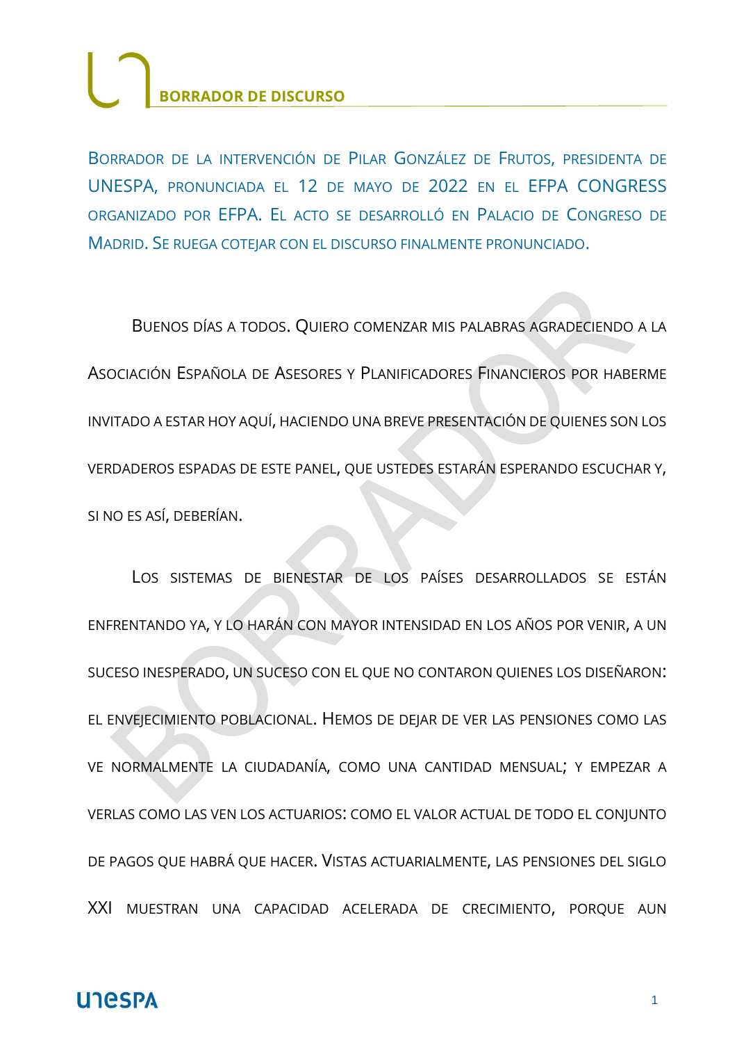# BORRADOR DE DISCURSO

Borrador de la intervención de Pilar González de Frutos, presidenta de UNESPA, pronunciada el 12 de mayo de 2022 en el EFPA CONGRESS organizado por EFPA. El acto se desarrolló en Palacio de Congreso de Madrid. Se ruega cotejar con el discurso finalmente pronunciado.

Buenos días a todos. Quiero comenzar mis palabras agradeciendo a la Asociación Española de Asesores y Planificadores Financieros por haberme invitado a estar hoy aquí, haciendo una breve presentación de quienes son los verdaderos espadas de este panel, que ustedes estarán esperando escuchar y, si no es así, deberían.

Los sistemas de bienestar de los países desarrollados se están enfrentando ya, y lo harán con mayor intensidad en los años por venir, a un suceso inesperado, un suceso con el que no contaron quienes los diseñaron: el envejecimiento poblacional. Hemos de dejar de ver las pensiones como las ve normalmente la ciudadanía, como una cantidad mensual; y empezar a verlas como las ven los actuarios: como el valor actual de todo el conjunto de pagos que habrá que hacer. Vistas actuarialmente, las pensiones del siglo XXI muestran una capacidad acelerada de crecimiento, porque aun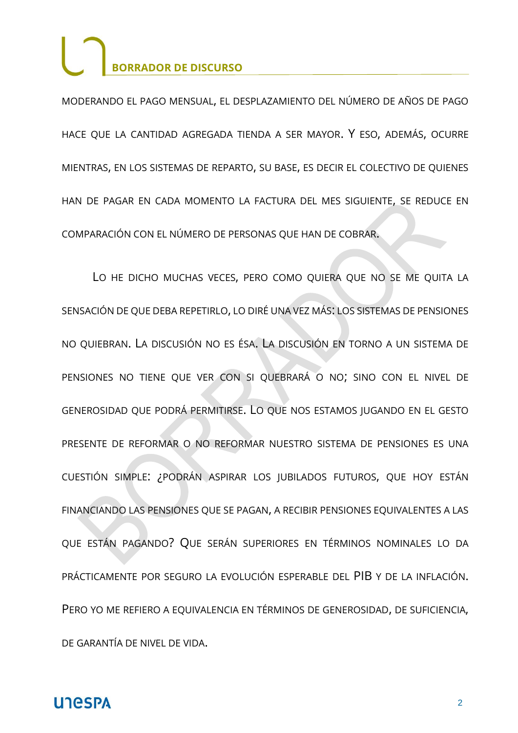MODERANDO EL PAGO MENSUAL, EL DESPLAZAMIENTO DEL NÚMERO DE AÑOS DE PAGO HACE QUE LA CANTIDAD AGREGADA TIENDA A SER MAYOR. Y ESO, ADEMÁS, OCURRE MIENTRAS, EN LOS SISTEMAS DE REPARTO, SU BASE, ES DECIR EL COLECTIVO DE QUIENES HAN DE PAGAR EN CADA MOMENTO LA FACTURA DEL MES SIGUIENTE, SE REDUCE EN COMPARACIÓN CON EL NÚMERO DE PERSONAS QUE HAN DE COBRAR.

LO HE DICHO MUCHAS VECES, PERO COMO QUIERA QUE NO SE ME QUITA LA SENSACIÓN DE QUE DEBA REPETIRLO, LO DIRÉ UNA VEZ MÁS: LOS SISTEMAS DE PENSIONES NO QUIEBRAN. LA DISCUSIÓN NO ES ÉSA. LA DISCUSIÓN EN TORNO A UN SISTEMA DE PENSIONES NO TIENE QUE VER CON SI QUEBRARÁ O NO; SINO CON EL NIVEL DE GENEROSIDAD QUE PODRÁ PERMITIRSE. LO QUE NOS ESTAMOS JUGANDO EN EL GESTO PRESENTE DE REFORMAR O NO REFORMAR NUESTRO SISTEMA DE PENSIONES ES UNA CUESTIÓN SIMPLE: ¿PODRÁN ASPIRAR LOS JUBILADOS FUTUROS, QUE HOY ESTÁN FINANCIANDO LAS PENSIONES QUE SE PAGAN, A RECIBIR PENSIONES EQUIVALENTES A LAS QUE ESTÁN PAGANDO? QUE SERÁN SUPERIORES EN TÉRMINOS NOMINALES LO DA PRÁCTICAMENTE POR SEGURO LA EVOLUCIÓN ESPERABLE DEL PIB Y DE LA INFLACIÓN. PERO YO ME REFIERO A EQUIVALENCIA EN TÉRMINOS DE GENEROSIDAD, DE SUFICIENCIA, DE GARANTÍA DE NIVEL DE VIDA.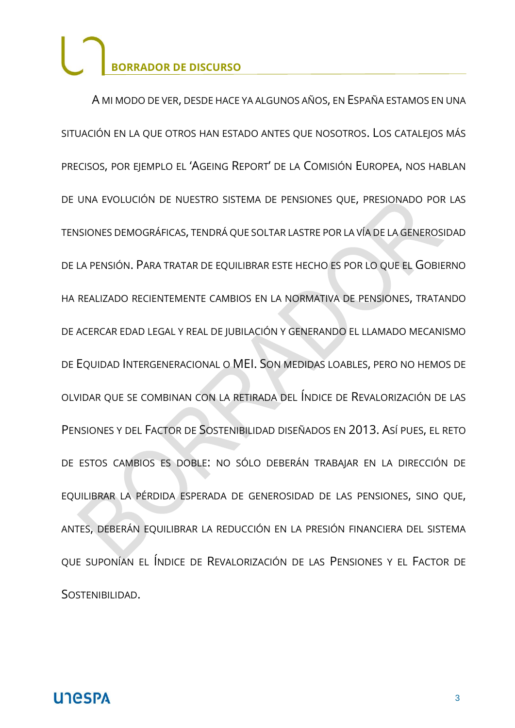A mi modo de ver, desde hace ya algunos años, en España estamos en una situación en la que otros han estado antes que nosotros. Los catalejos más precisos, por ejemplo el 'Ageing Report' de la Comisión Europea, nos hablan de una evolución de nuestro sistema de pensiones que, presionado por las tensiones demográficas, tendrá que soltar lastre por la vía de la generosidad de la pensión. Para tratar de equilibrar este hecho es por lo que el Gobierno ha realizado recientemente cambios en la normativa de pensiones, tratando de acercar edad legal y real de jubilación y generando el llamado mecanismo de Equidad Intergeneracional o MEI. Son medidas loables, pero no hemos de olvidar que se combinan con la retirada del Índice de Revalorización de las Pensiones y del Factor de Sostenibilidad diseñados en 2013. Así pues, el reto de estos cambios es doble: no sólo deberán trabajar en la dirección de equilibrar la pérdida esperada de generosidad de las pensiones, sino que, antes, deberán equilibrar la reducción en la presión financiera del sistema que suponían el Índice de Revalorización de las Pensiones y el Factor de Sostenibilidad.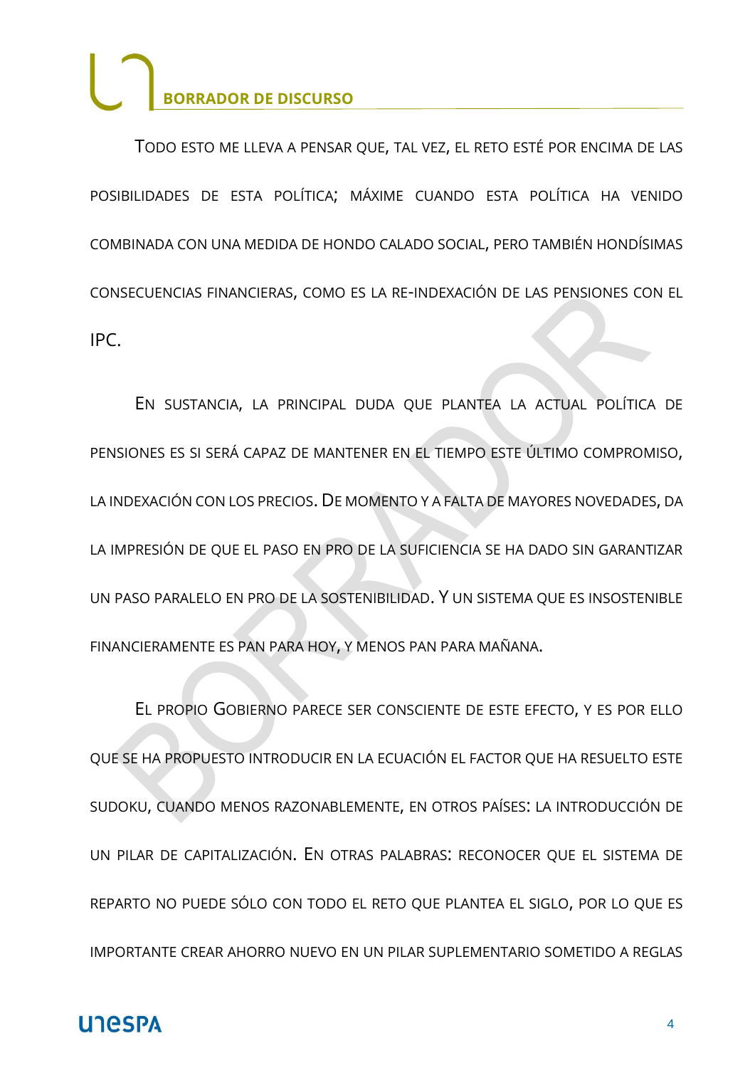Todo esto me lleva a pensar que, tal vez, el reto esté por encima de las posibilidades de esta política; máxime cuando esta política ha venido combinada con una medida de hondo calado social, pero también hondísimas consecuencias financieras, como es la re-indexación de las pensiones con el IPC.

En sustancia, la principal duda que plantea la actual política de pensiones es si será capaz de mantener en el tiempo este último compromiso, la indexación con los precios. De momento y a falta de mayores novedades, da la impresión de que el paso en pro de la suficiencia se ha dado sin garantizar un paso paralelo en pro de la sostenibilidad. Y un sistema que es insostenible financieramente es pan para hoy, y menos pan para mañana.

El propio Gobierno parece ser consciente de este efecto, y es por ello que se ha propuesto introducir en la ecuación el factor que ha resuelto este sudoku, cuando menos razonablemente, en otros países: la introducción de un pilar de capitalización. En otras palabras: reconocer que el sistema de reparto no puede sólo con todo el reto que plantea el siglo, por lo que es importante crear ahorro nuevo en un pilar suplementario sometido a reglas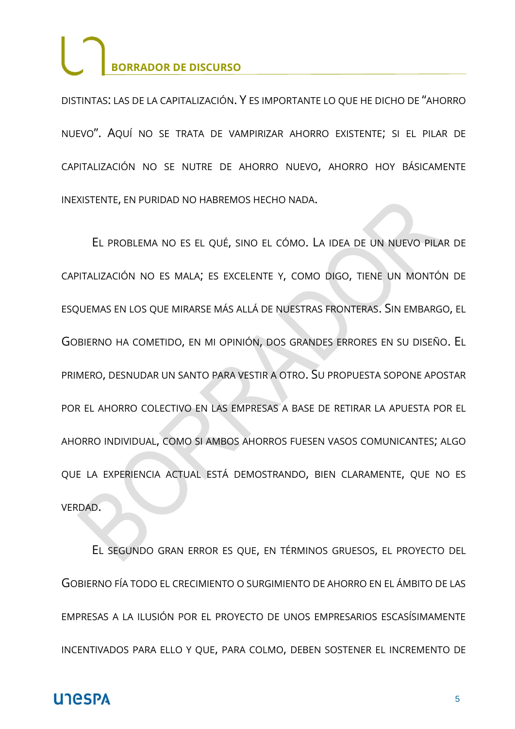DISTINTAS: LAS DE LA CAPITALIZACIÓN. Y ES IMPORTANTE LO QUE HE DICHO DE "AHORRO NUEVO". AQUÍ NO SE TRATA DE VAMPIRIZAR AHORRO EXISTENTE; SI EL PILAR DE CAPITALIZACIÓN NO SE NUTRE DE AHORRO NUEVO, AHORRO HOY BÁSICAMENTE INEXISTENTE, EN PURIDAD NO HABREMOS HECHO NADA.

EL PROBLEMA NO ES EL QUÉ, SINO EL CÓMO. LA IDEA DE UN NUEVO PILAR DE CAPITALIZACIÓN NO ES MALA; ES EXCELENTE Y, COMO DIGO, TIENE UN MONTÓN DE ESQUEMAS EN LOS QUE MIRARSE MÁS ALLÁ DE NUESTRAS FRONTERAS. SIN EMBARGO, EL GOBIERNO HA COMETIDO, EN MI OPINIÓN, DOS GRANDES ERRORES EN SU DISEÑO. EL PRIMERO, DESNUDAR UN SANTO PARA VESTIR A OTRO. SU PROPUESTA SOPONE APOSTAR POR EL AHORRO COLECTIVO EN LAS EMPRESAS A BASE DE RETIRAR LA APUESTA POR EL AHORRO INDIVIDUAL, COMO SI AMBOS AHORROS FUESEN VASOS COMUNICANTES; ALGO QUE LA EXPERIENCIA ACTUAL ESTÁ DEMOSTRANDO, BIEN CLARAMENTE, QUE NO ES VERDAD.

EL SEGUNDO GRAN ERROR ES QUE, EN TÉRMINOS GRUESOS, EL PROYECTO DEL GOBIERNO FÍA TODO EL CRECIMIENTO O SURGIMIENTO DE AHORRO EN EL ÁMBITO DE LAS EMPRESAS A LA ILUSIÓN POR EL PROYECTO DE UNOS EMPRESARIOS ESCASÍSIMAMENTE INCENTIVADOS PARA ELLO Y QUE, PARA COLMO, DEBEN SOSTENER EL INCREMENTO DE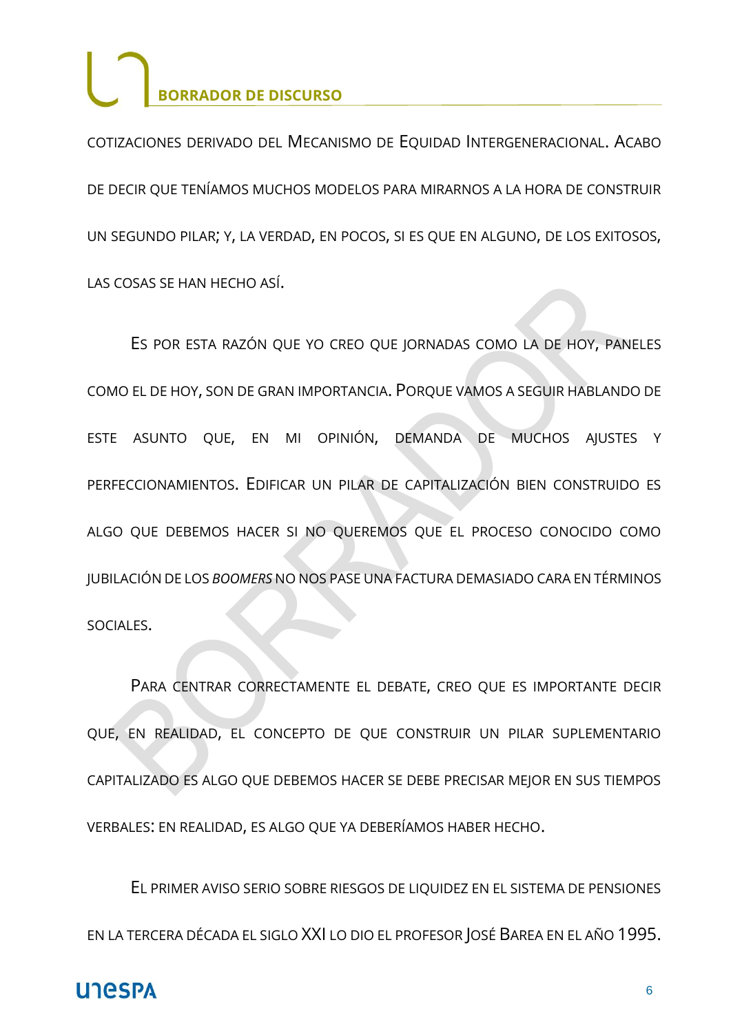COTIZACIONES DERIVADO DEL MECANISMO DE EQUIDAD INTERGENERACIONAL. ACABO DE DECIR QUE TENÍAMOS MUCHOS MODELOS PARA MIRARNOS A LA HORA DE CONSTRUIR UN SEGUNDO PILAR; Y, LA VERDAD, EN POCOS, SI ES QUE EN ALGUNO, DE LOS EXITOSOS, LAS COSAS SE HAN HECHO ASÍ.

ES POR ESTA RAZÓN QUE YO CREO QUE JORNADAS COMO LA DE HOY, PANELES COMO EL DE HOY, SON DE GRAN IMPORTANCIA. PORQUE VAMOS A SEGUIR HABLANDO DE ESTE ASUNTO QUE, EN MI OPINIÓN, DEMANDA DE MUCHOS AJUSTES Y PERFECCIONAMIENTOS. EDIFICAR UN PILAR DE CAPITALIZACIÓN BIEN CONSTRUIDO ES ALGO QUE DEBEMOS HACER SI NO QUEREMOS QUE EL PROCESO CONOCIDO COMO JUBILACIÓN DE LOS *BOOMERS* NO NOS PASE UNA FACTURA DEMASIADO CARA EN TÉRMINOS SOCIALES.

PARA CENTRAR CORRECTAMENTE EL DEBATE, CREO QUE ES IMPORTANTE DECIR QUE, EN REALIDAD, EL CONCEPTO DE QUE CONSTRUIR UN PILAR SUPLEMENTARIO CAPITALIZADO ES ALGO QUE DEBEMOS HACER SE DEBE PRECISAR MEJOR EN SUS TIEMPOS VERBALES: EN REALIDAD, ES ALGO QUE YA DEBERÍAMOS HABER HECHO.

EL PRIMER AVISO SERIO SOBRE RIESGOS DE LIQUIDEZ EN EL SISTEMA DE PENSIONES EN LA TERCERA DÉCADA EL SIGLO XXI LO DIO EL PROFESOR JOSÉ BAREA EN EL AÑO 1995.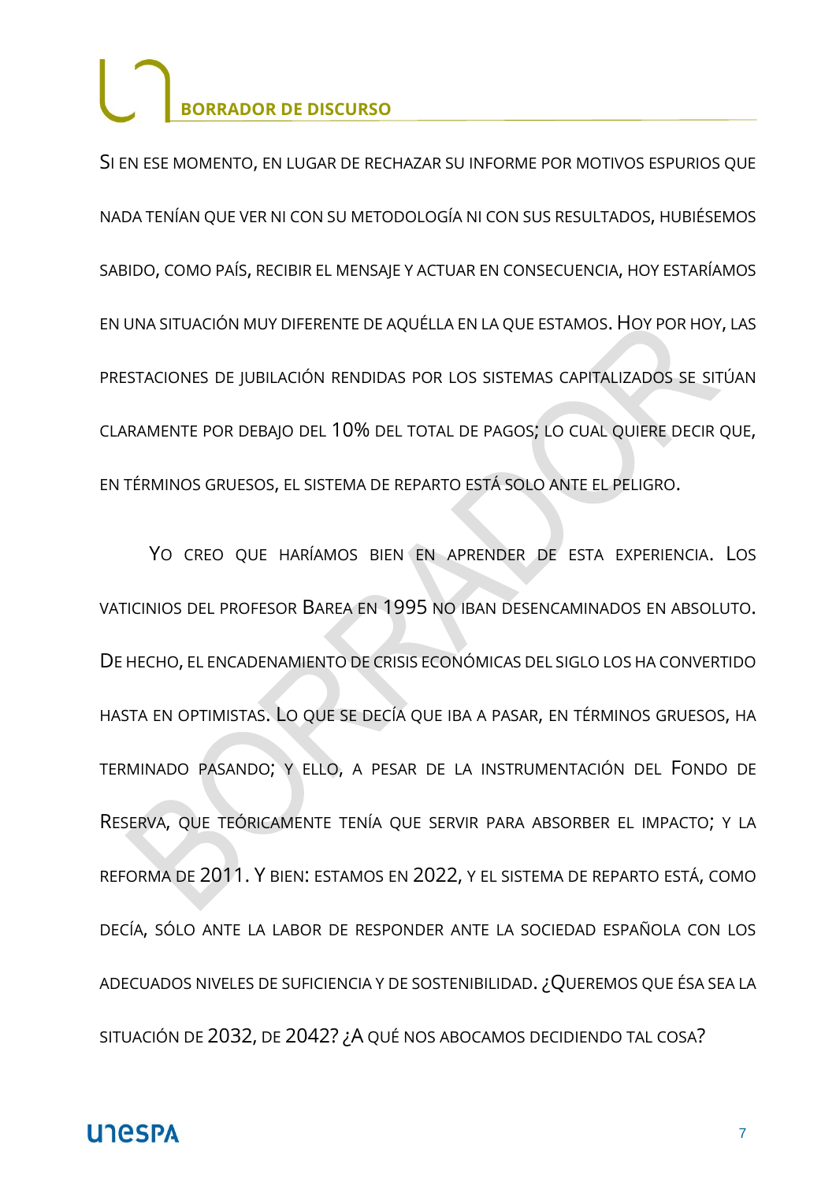SI EN ESE MOMENTO, EN LUGAR DE RECHAZAR SU INFORME POR MOTIVOS ESPURIOS QUE NADA TENÍAN QUE VER NI CON SU METODOLOGÍA NI CON SUS RESULTADOS, HUBIÉSEMOS SABIDO, COMO PAÍS, RECIBIR EL MENSAJE Y ACTUAR EN CONSECUENCIA, HOY ESTARÍAMOS EN UNA SITUACIÓN MUY DIFERENTE DE AQUÉLLA EN LA QUE ESTAMOS. HOY POR HOY, LAS PRESTACIONES DE JUBILACIÓN RENDIDAS POR LOS SISTEMAS CAPITALIZADOS SE SITÚAN CLARAMENTE POR DEBAJO DEL 10% DEL TOTAL DE PAGOS; LO CUAL QUIERE DECIR QUE, EN TÉRMINOS GRUESOS, EL SISTEMA DE REPARTO ESTÁ SOLO ANTE EL PELIGRO.

YO CREO QUE HARÍAMOS BIEN EN APRENDER DE ESTA EXPERIENCIA. LOS VATICINIOS DEL PROFESOR BAREA EN 1995 NO IBAN DESENCAMINADOS EN ABSOLUTO. DE HECHO, EL ENCADENAMIENTO DE CRISIS ECONÓMICAS DEL SIGLO LOS HA CONVERTIDO HASTA EN OPTIMISTAS. LO QUE SE DECÍA QUE IBA A PASAR, EN TÉRMINOS GRUESOS, HA TERMINADO PASANDO; Y ELLO, A PESAR DE LA INSTRUMENTACIÓN DEL FONDO DE RESERVA, QUE TEÓRICAMENTE TENÍA QUE SERVIR PARA ABSORBER EL IMPACTO; Y LA REFORMA DE 2011. Y BIEN: ESTAMOS EN 2022, Y EL SISTEMA DE REPARTO ESTÁ, COMO DECÍA, SÓLO ANTE LA LABOR DE RESPONDER ANTE LA SOCIEDAD ESPAÑOLA CON LOS ADECUADOS NIVELES DE SUFICIENCIA Y DE SOSTENIBILIDAD. ¿QUEREMOS QUE ÉSA SEA LA SITUACIÓN DE 2032, DE 2042? ¿A QUÉ NOS ABOCAMOS DECIDIENDO TAL COSA?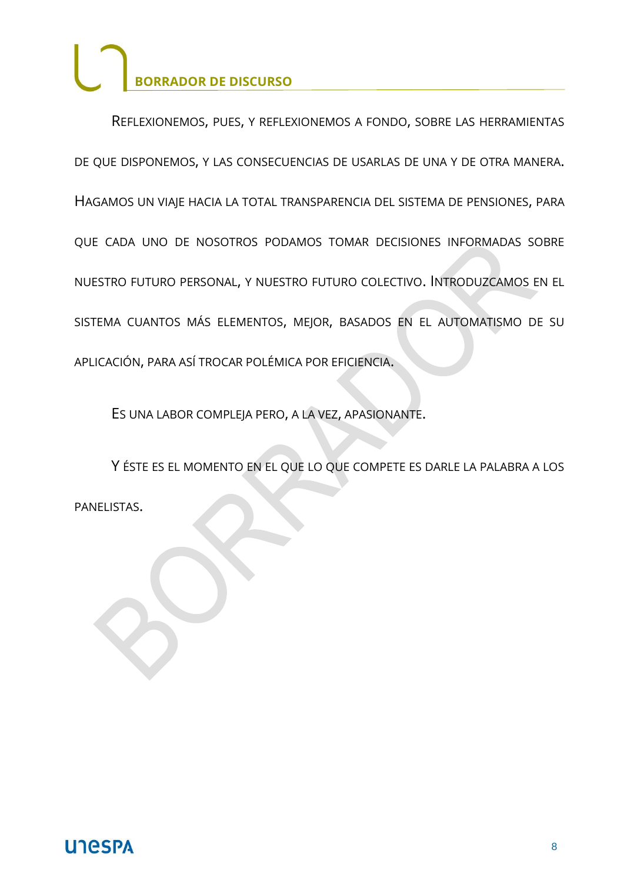Reflexionemos, pues, y reflexionemos a fondo, sobre las herramientas de que disponemos, y las consecuencias de usarlas de una y de otra manera. Hagamos un viaje hacia la total transparencia del sistema de pensiones, para que cada uno de nosotros podamos tomar decisiones informadas sobre nuestro futuro personal, y nuestro futuro colectivo. Introduzcamos en el sistema cuantos más elementos, mejor, basados en el automatismo de su aplicación, para así trocar polémica por eficiencia.

Es una labor compleja pero, a la vez, apasionante.

Y éste es el momento en el que lo que compete es darle la palabra a los panelistas.